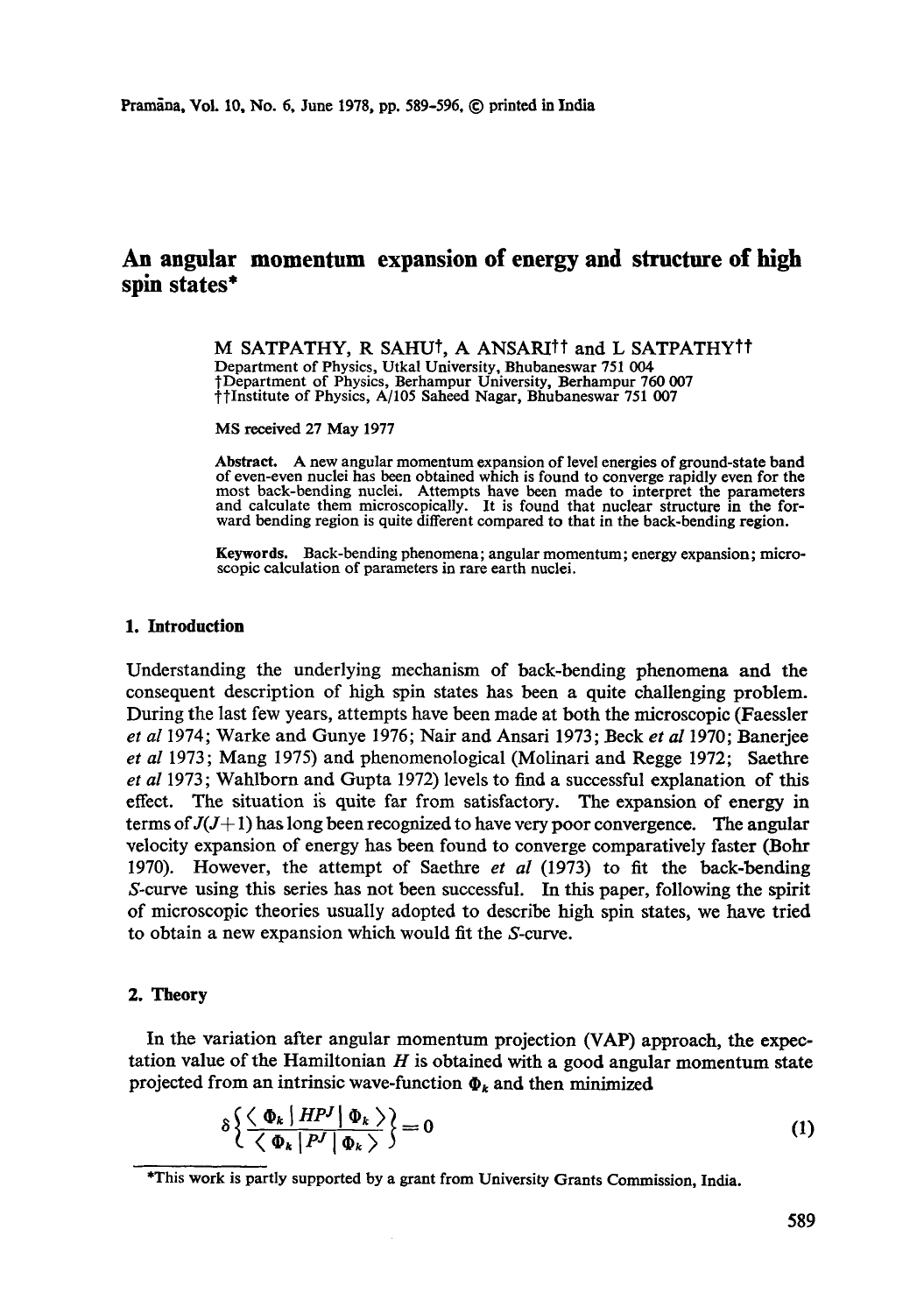Pramāna, Vol. 10, No. 6, June 1978, pp. 589-596, © printed in India

# An angular momentum expansion of energy and structure of high spin states*

M SATPATHY, R SAHU†, A ANSARI†† and L SATPATHY††

Department of Physics, Utkal University, Bhubaneswar 751 004

†Department of Physics, Berhampur University, Berhampur 760 007

††Institute of Physics, A/105 Saheed Nagar, Bhubaneswar 751 007

MS received 27 May 1977

**Abstract.** A new angular momentum expansion of level energies of ground-state band of even-even nuclei has been obtained which is found to converge rapidly even for the most back-bending nuclei. Attempts have been made to interpret the parameters and calculate them microscopically. It is found that nuclear structure in the forward bending region is quite different compared to that in the back-bending region.

**Keywords.** Back-bending phenomena; angular momentum; energy expansion; microscopic calculation of parameters in rare earth nuclei.

## 1. Introduction

Understanding the underlying mechanism of back-bending phenomena and the consequent description of high spin states has been a quite challenging problem. During the last few years, attempts have been made at both the microscopic (Faessler *et al* 1974; Warke and Gunye 1976; Nair and Ansari 1973; Beck *et al* 1970; Banerjee *et al* 1973; Mang 1975) and phenomenological (Molinari and Regge 1972; Saethre *et al* 1973; Wahlborn and Gupta 1972) levels to find a successful explanation of this effect. The situation is quite far from satisfactory. The expansion of energy in terms of $J(J+1)$ has long been recognized to have very poor convergence. The angular velocity expansion of energy has been found to converge comparatively faster (Bohr 1970). However, the attempt of Saethre *et al* (1973) to fit the back-bending $S$-curve using this series has not been successful. In this paper, following the spirit of microscopic theories usually adopted to describe high spin states, we have tried to obtain a new expansion which would fit the $S$-curve.

## 2. Theory

In the variation after angular momentum projection (VAP) approach, the expectation value of the Hamiltonian $H$ is obtained with a good angular momentum state projected from an intrinsic wave-function $\Phi_k$ and then minimized

$$\delta \left\{ \frac{\langle \Phi_k \mid HP^J \mid \Phi_k \rangle}{\langle \Phi_k \mid P^J \mid \Phi_k \rangle} \right\} = 0 \tag{1}$$

*This work is partly supported by a grant from University Grants Commission, India.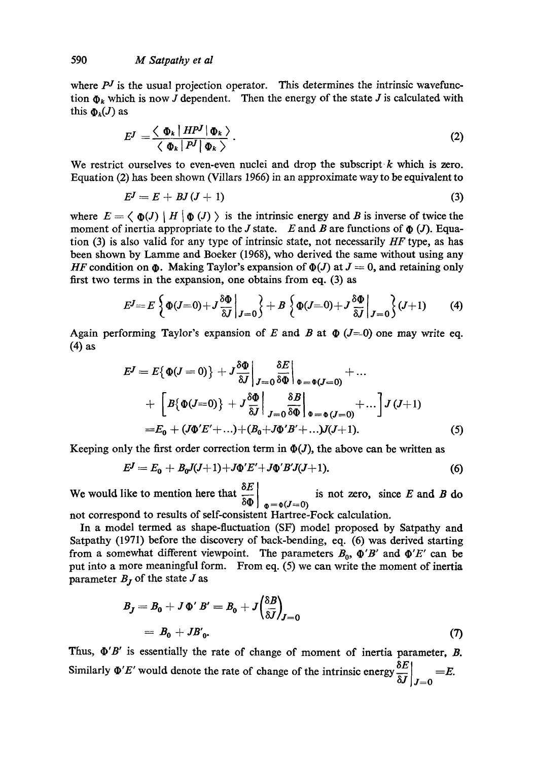where $P^J$ is the usual projection operator. This determines the intrinsic wavefunction $\Phi_k$ which is now $J$ dependent. Then the energy of the state $J$ is calculated with this $\Phi_k(J)$ as

$$E^J = \frac{\langle \Phi_k \mid HP^J \mid \Phi_k \rangle}{\langle \Phi_k \mid P^J \mid \Phi_k \rangle}. \tag{2}$$

We restrict ourselves to even-even nuclei and drop the subscript $k$ which is zero. Equation (2) has been shown (Villars 1966) in an approximate way to be equivalent to

$$E^J = E + BJ(J+1) \tag{3}$$

where $E = \langle \Phi(J) \mid H \mid \Phi(J) \rangle$ is the intrinsic energy and $B$ is inverse of twice the moment of inertia appropriate to the $J$ state. $E$ and $B$ are functions of $\Phi(J)$. Equation (3) is also valid for any type of intrinsic state, not necessarily $HF$ type, as has been shown by Lamme and Boeker (1968), who derived the same without using any $HF$ condition on $\Phi$. Making Taylor's expansion of $\Phi(J)$ at $J=0$, and retaining only first two terms in the expansion, one obtains from eq. (3) as

$$E^J = E\left\{\Phi(J=0) + J\frac{\delta\Phi}{\delta J}\bigg|_{J=0}\right\} + B\left\{\Phi(J=0) + J\frac{\delta\Phi}{\delta J}\bigg|_{J=0}\right\}(J+1) \tag{4}$$

Again performing Taylor's expansion of $E$ and $B$ at $\Phi(J=0)$ one may write eq. (4) as

$$\begin{aligned} E^J &= E\{\Phi(J=0)\} + J\frac{\delta\Phi}{\delta J}\bigg|_{J=0}\frac{\delta E}{\delta\Phi}\bigg|_{\Phi=\Phi(J=0)} + \ldots \\ &\quad + \left[B\{\Phi(J=0)\} + J\frac{\delta\Phi}{\delta J}\bigg|_{J=0}\frac{\delta B}{\delta\Phi}\bigg|_{\Phi=\Phi(J=0)} + \ldots\right]J(J+1) \\ &= E_0 + (J\Phi'E' + \ldots) + (B_0 + J\Phi'B' + \ldots)J(J+1). \end{aligned} \tag{5}$$

Keeping only the first order correction term in $\Phi(J)$, the above can be written as

$$E^J = E_0 + B_0 J(J+1) + J\Phi'E' + J\Phi'B'J(J+1). \tag{6}$$

We would like to mention here that $\frac{\delta E}{\delta\Phi}\Big|_{\Phi=\Phi(J=0)}$ is not zero, since $E$ and $B$ do not correspond to results of self-consistent Hartree-Fock calculation.

In a model termed as shape-fluctuation (SF) model proposed by Satpathy and Satpathy (1971) before the discovery of back-bending, eq. (6) was derived starting from a somewhat different viewpoint. The parameters $B_0$, $\Phi'B'$ and $\Phi'E'$ can be put into a more meaningful form. From eq. (5) we can write the moment of inertia parameter $B_J$ of the state $J$ as

$$\begin{aligned} B_J &= B_0 + J\Phi'B' = B_0 + J\left(\frac{\delta B}{\delta J}\right)_{J=0} \\ &= B_0 + JB'_0. \end{aligned} \tag{7}$$

Thus, $\Phi'B'$ is essentially the rate of change of moment of inertia parameter, $B$. Similarly $\Phi'E'$ would denote the rate of change of the intrinsic energy $\frac{\delta E}{\delta J}\Big|_{J=0} = E$.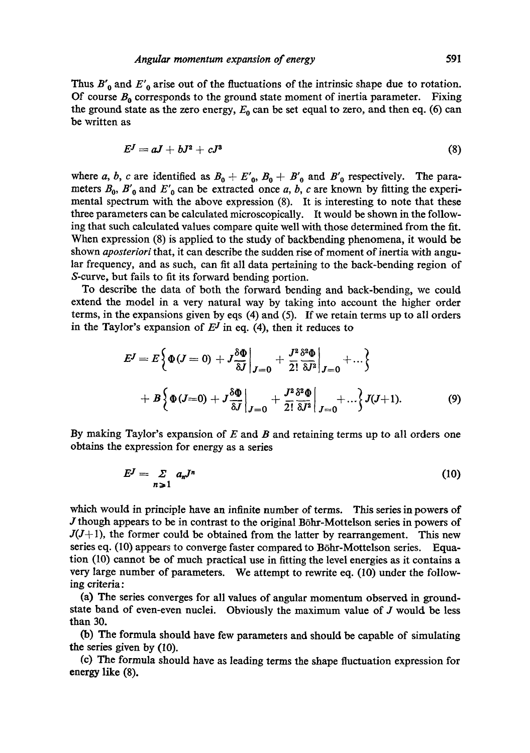Thus $B'_0$ and $E'_0$ arise out of the fluctuations of the intrinsic shape due to rotation. Of course $B_0$ corresponds to the ground state moment of inertia parameter. Fixing the ground state as the zero energy, $E_0$ can be set equal to zero, and then eq. (6) can be written as

$$E^J = aJ + bJ^2 + cJ^3 \tag{8}$$

where $a$, $b$, $c$ are identified as $B_0 + E'_0$, $B_0 + B'_0$ and $B'_0$ respectively. The parameters $B_0$, $B'_0$ and $E'_0$ can be extracted once $a$, $b$, $c$ are known by fitting the experimental spectrum with the above expression (8). It is interesting to note that these three parameters can be calculated microscopically. It would be shown in the following that such calculated values compare quite well with those determined from the fit. When expression (8) is applied to the study of backbending phenomena, it would be shown *aposteriori* that, it can describe the sudden rise of moment of inertia with angular frequency, and as such, can fit all data pertaining to the back-bending region of *S*-curve, but fails to fit its forward bending portion.

To describe the data of both the forward bending and back-bending, we could extend the model in a very natural way by taking into account the higher order terms, in the expansions given by eqs (4) and (5). If we retain terms up to all orders in the Taylor's expansion of $E^J$ in eq. (4), then it reduces to

$$E^J = E\left\{\Phi(J=0) + J\frac{\delta\Phi}{\delta J}\bigg|_{J=0} + \frac{J^2}{2!}\frac{\delta^2\Phi}{\delta J^2}\bigg|_{J=0} + \dots\right\}$$

$$+ B\left\{\Phi(J=0) + J\frac{\delta\Phi}{\delta J}\bigg|_{J=0} + \frac{J^2}{2!}\frac{\delta^2\Phi}{\delta J^2}\bigg|_{J=0} + \dots\right\} J(J+1). \tag{9}$$

By making Taylor's expansion of $E$ and $B$ and retaining terms up to all orders one obtains the expression for energy as a series

$$E^J = \sum_{n\geqslant 1} a_n J^n \tag{10}$$

which would in principle have an infinite number of terms. This series in powers of $J$ though appears to be in contrast to the original Böhr-Mottelson series in powers of $J(J+1)$, the former could be obtained from the latter by rearrangement. This new series eq. (10) appears to converge faster compared to Böhr-Mottelson series. Equation (10) cannot be of much practical use in fitting the level energies as it contains a very large number of parameters. We attempt to rewrite eq. (10) under the following criteria:

(a) The series converges for all values of angular momentum observed in ground-state band of even-even nuclei. Obviously the maximum value of $J$ would be less than 30.

(b) The formula should have few parameters and should be capable of simulating the series given by (10).

(c) The formula should have as leading terms the shape fluctuation expression for energy like (8).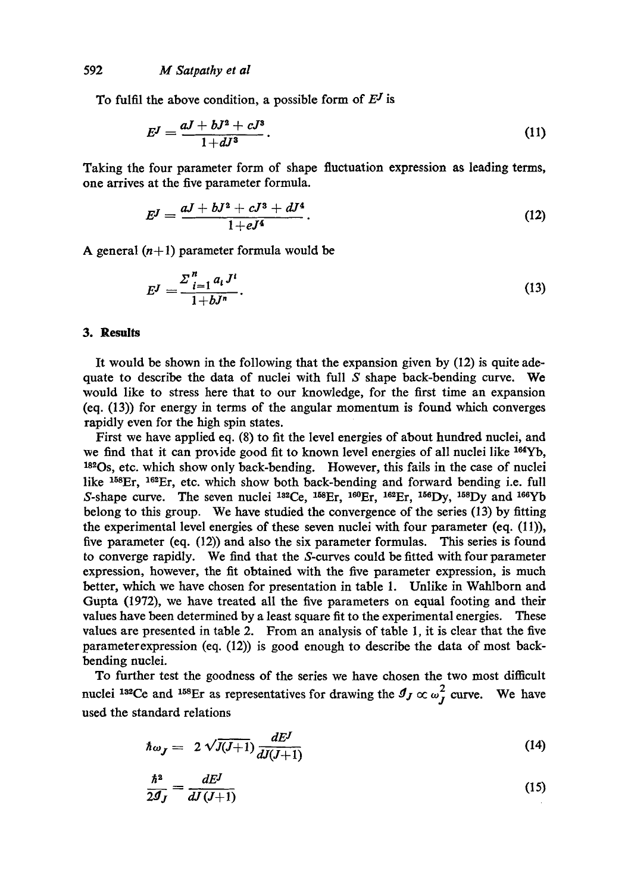To fulfil the above condition, a possible form of $E^J$ is

$$E^J = \frac{aJ + bJ^2 + cJ^3}{1+dJ^3}. \tag{11}$$

Taking the four parameter form of shape fluctuation expression as leading terms, one arrives at the five parameter formula.

$$E^J = \frac{aJ + bJ^2 + cJ^3 + dJ^4}{1+eJ^4}. \tag{12}$$

A general $(n+1)$ parameter formula would be

$$E^J = \frac{\Sigma_{i=1}^{n} a_i J^i}{1+bJ^n}. \tag{13}$$

## 3. Results

It would be shown in the following that the expansion given by (12) is quite adequate to describe the data of nuclei with full $S$ shape back-bending curve. We would like to stress here that to our knowledge, for the first time an expansion (eq. (13)) for energy in terms of the angular momentum is found which converges rapidly even for the high spin states.

First we have applied eq. (8) to fit the level energies of about hundred nuclei, and we find that it can provide good fit to known level energies of all nuclei like $^{164}$Yb, $^{182}$Os, etc. which show only back-bending. However, this fails in the case of nuclei like $^{158}$Er, $^{162}$Er, etc. which show both back-bending and forward bending i.e. full $S$-shape curve. The seven nuclei $^{132}$Ce, $^{158}$Er, $^{160}$Er, $^{162}$Er, $^{156}$Dy, $^{158}$Dy and $^{166}$Yb belong to this group. We have studied the convergence of the series (13) by fitting the experimental level energies of these seven nuclei with four parameter (eq. (11)), five parameter (eq. (12)) and also the six parameter formulas. This series is found to converge rapidly. We find that the $S$-curves could be fitted with four parameter expression, however, the fit obtained with the five parameter expression, is much better, which we have chosen for presentation in table 1. Unlike in Wahlborn and Gupta (1972), we have treated all the five parameters on equal footing and their values have been determined by a least square fit to the experimental energies. These values are presented in table 2. From an analysis of table 1, it is clear that the five parameter expression (eq. (12)) is good enough to describe the data of most back-bending nuclei.

To further test the goodness of the series we have chosen the two most difficult nuclei $^{132}$Ce and $^{158}$Er as representatives for drawing the $\mathcal{I}_J \propto \omega_J^2$ curve. We have used the standard relations

$$\hbar\omega_J = 2\sqrt{J(J+1)}\,\frac{dE^J}{dJ(J+1)} \tag{14}$$

$$\frac{\hbar^2}{2\mathcal{I}_J} = \frac{dE^J}{dJ\,(J+1)} \tag{15}$$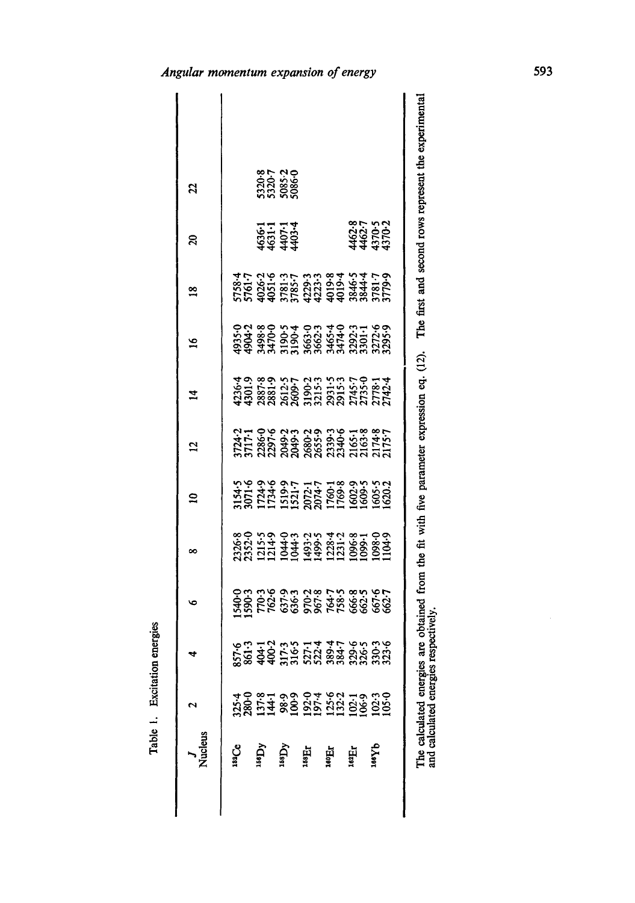Table 1. Excitation energies

| Nucleus \ $J$ | 2 | 4 | 6 | 8 | 10 | 12 | 14 | 16 | 18 | 20 | 22 |
|---|---|---|---|---|---|---|---|---|---|---|---|
| $^{132}$Ce | 325·4 | 857·6 | 1540·0 | 2326·8 | 3154·5 | 3724·2 | 4236·4 | 4935·0 | 5758·4 | | |
| | 280·0 | 861·3 | 1590·3 | 2352·0 | 3071·6 | 3717·1 | 4301·9 | 4904·2 | 5761·7 | | |
| $^{156}$Dy | 137·8 | 404·1 | 770·3 | 1215·5 | 1724·9 | 2286·0 | 2887·8 | 3498·8 | 4026·2 | 4636·1 | 5320·8 |
| | 144·1 | 400·2 | 762·6 | 1214·9 | 1734·6 | 2297·6 | 2881·9 | 3470·0 | 4051·6 | 4631·1 | 5320·7 |
| $^{158}$Dy | 98·9 | 317·3 | 637·9 | 1044·0 | 1519·9 | 2049·2 | 2612·5 | 3190·5 | 3781·3 | 4407·1 | 5085·2 |
| | 100·9 | 316·5 | 636·3 | 1044·3 | 1521·7 | 2049·3 | 2609·7 | 3190·4 | 3785·7 | 4403·4 | 5086·0 |
| $^{158}$Er | 192·0 | 527·1 | 970·2 | 1493·2 | 2072·1 | 2680·2 | 3190·2 | 3663·0 | 4229·3 | | |
| | 197·4 | 522·4 | 967·8 | 1499·5 | 2074·7 | 2655·9 | 3215·3 | 3662·3 | 4223·3 | | |
| $^{160}$Er | 125·6 | 389·4 | 764·7 | 1228·4 | 1760·1 | 2339·3 | 2931·5 | 3465·4 | 4019·8 | | |
| | 132·2 | 384·7 | 758·5 | 1231·2 | 1769·8 | 2340·6 | 2915·3 | 3474·0 | 4019·4 | | |
| $^{162}$Er | 102·1 | 329·6 | 666·8 | 1096·8 | 1602·9 | 2165·1 | 2745·7 | 3292·3 | 3846·5 | 4462·8 | |
| | 106·9 | 326·5 | 662·5 | 1099·1 | 1609·5 | 2163·8 | 2735·0 | 3301·1 | 3844·4 | 4462·7 | |
| $^{166}$Yb | 102·3 | 330·3 | 667·6 | 1098·0 | 1605·5 | 2174·8 | 2778·1 | 3272·6 | 3781·7 | 4370·5 | |
| | 105·0 | 323·6 | 662·7 | 1104·9 | 1620·2 | 2175·7 | 2742·4 | 3295·9 | 3779·9 | 4370·2 | |

The calculated energies are obtained from the fit with five parameter expression eq. (12). The first and second rows represent the experimental and calculated energies respectively.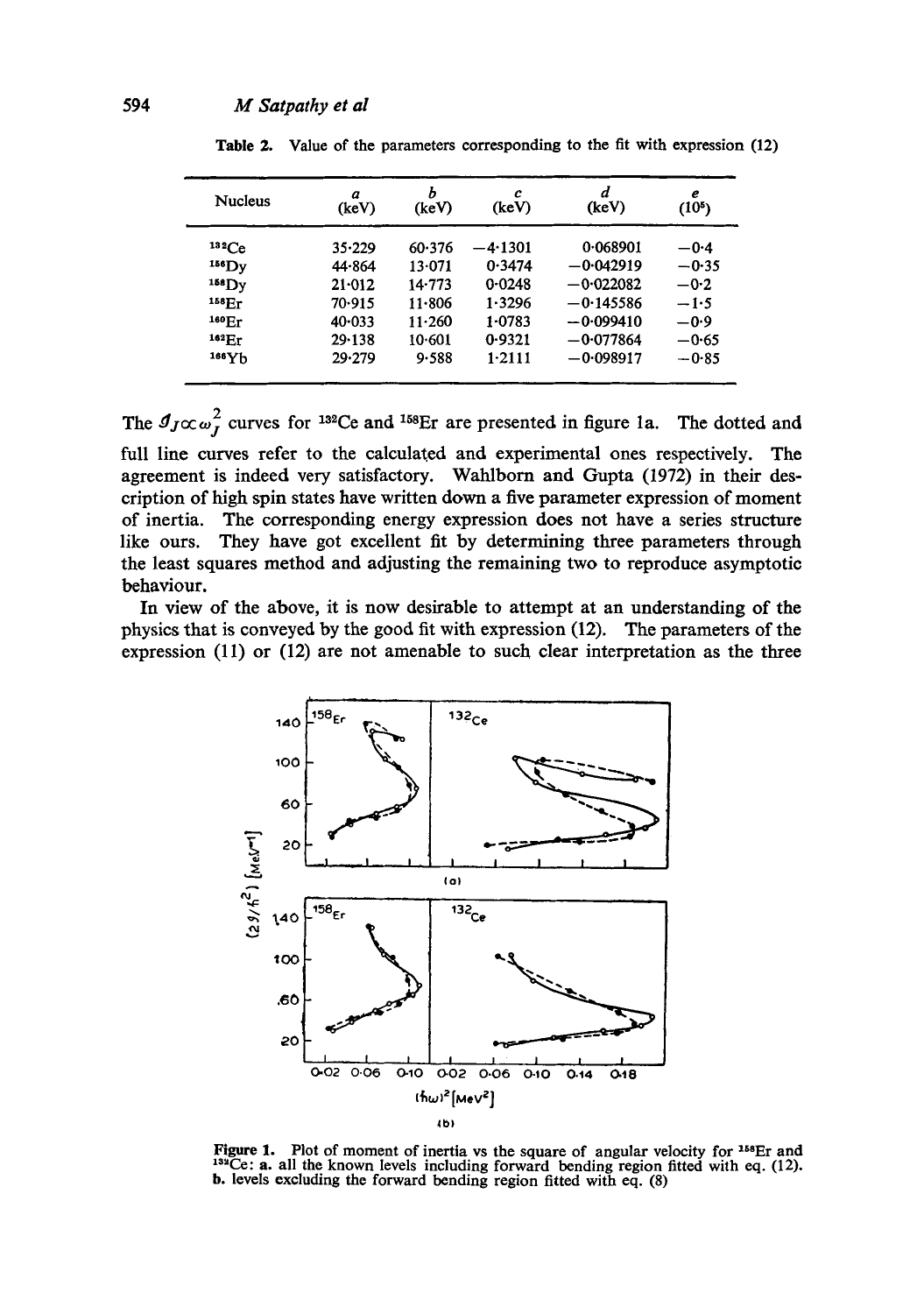**Table 2.** Value of the parameters corresponding to the fit with expression (12)

| Nucleus | $a$ (keV) | $b$ (keV) | $c$ (keV) | $d$ (keV) | $e$ ($10^5$) |
|---|---|---|---|---|---|
| $^{132}$Ce | 35·229 | 60·376 | −4·1301 | 0·068901 | −0·4 |
| $^{156}$Dy | 44·864 | 13·071 | 0·3474 | −0·042919 | −0·35 |
| $^{158}$Dy | 21·012 | 14·773 | 0·0248 | −0·022082 | −0·2 |
| $^{158}$Er | 70·915 | 11·806 | 1·3296 | −0·145586 | −1·5 |
| $^{160}$Er | 40·033 | 11·260 | 1·0783 | −0·099410 | −0·9 |
| $^{162}$Er | 29·138 | 10·601 | 0·9321 | −0·077864 | −0·65 |
| $^{166}$Yb | 29·279 | 9·588 | 1·2111 | −0·098917 | −0·85 |

The $\mathcal{I}_J \propto \omega_J^2$ curves for $^{132}$Ce and $^{158}$Er are presented in figure 1a. The dotted and full line curves refer to the calculated and experimental ones respectively. The agreement is indeed very satisfactory. Wahlborn and Gupta (1972) in their description of high spin states have written down a five parameter expression of moment of inertia. The corresponding energy expression does not have a series structure like ours. They have got excellent fit by determining three parameters through the least squares method and adjusting the remaining two to reproduce asymptotic behaviour.

In view of the above, it is now desirable to attempt at an understanding of the physics that is conveyed by the good fit with expression (12). The parameters of the expression (11) or (12) are not amenable to such clear interpretation as the three

**Figure 1.** Plot of moment of inertia vs the square of angular velocity for $^{158}$Er and $^{132}$Ce: **a.** all the known levels including forward bending region fitted with eq. (12). **b.** levels excluding the forward bending region fitted with eq. (8)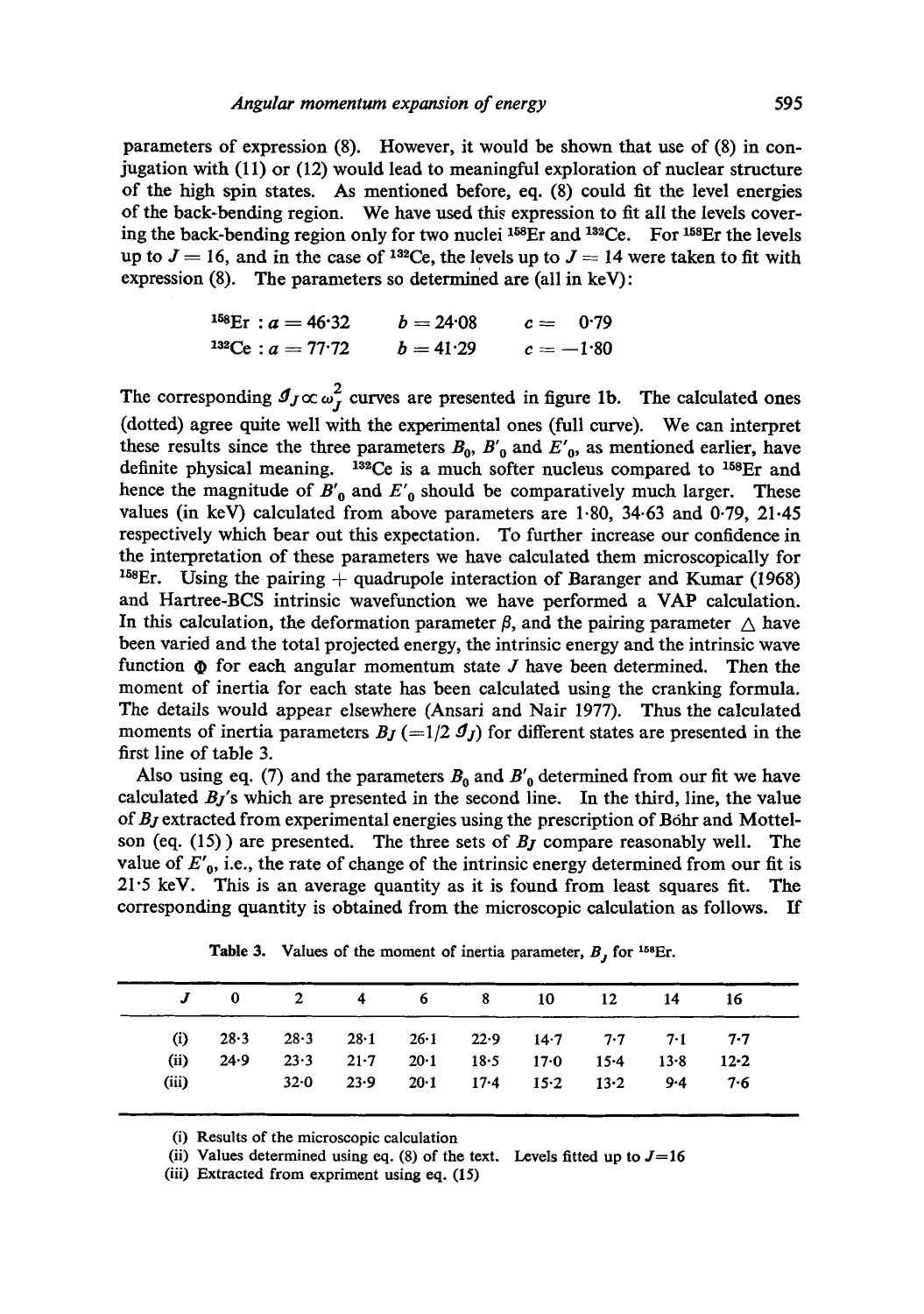parameters of expression (8). However, it would be shown that use of (8) in conjugation with (11) or (12) would lead to meaningful exploration of nuclear structure of the high spin states. As mentioned before, eq. (8) could fit the level energies of the back-bending region. We have used this expression to fit all the levels covering the back-bending region only for two nuclei $^{158}$Er and $^{132}$Ce. For $^{158}$Er the levels up to $J = 16$, and in the case of $^{132}$Ce, the levels up to $J = 14$ were taken to fit with expression (8). The parameters so determined are (all in keV):

$$^{158}\text{Er} : a = 46{\cdot}32 \qquad b = 24{\cdot}08 \qquad c = \phantom{-}0{\cdot}79$$
$$^{132}\text{Ce} : a = 77{\cdot}72 \qquad b = 41{\cdot}29 \qquad c = -1{\cdot}80$$

The corresponding $\mathcal{I}_J \propto \omega_J^2$ curves are presented in figure 1b. The calculated ones (dotted) agree quite well with the experimental ones (full curve). We can interpret these results since the three parameters $B_0$, $B'_0$ and $E'_0$, as mentioned earlier, have definite physical meaning. $^{132}$Ce is a much softer nucleus compared to $^{158}$Er and hence the magnitude of $B'_0$ and $E'_0$ should be comparatively much larger. These values (in keV) calculated from above parameters are 1·80, 34·63 and 0·79, 21·45 respectively which bear out this expectation. To further increase our confidence in the interpretation of these parameters we have calculated them microscopically for $^{158}$Er. Using the pairing + quadrupole interaction of Baranger and Kumar (1968) and Hartree-BCS intrinsic wavefunction we have performed a VAP calculation. In this calculation, the deformation parameter $\beta$, and the pairing parameter $\triangle$ have been varied and the total projected energy, the intrinsic energy and the intrinsic wave function $\Phi$ for each angular momentum state $J$ have been determined. Then the moment of inertia for each state has been calculated using the cranking formula. The details would appear elsewhere (Ansari and Nair 1977). Thus the calculated moments of inertia parameters $B_J$ $(=1/2\ \mathcal{I}_J)$ for different states are presented in the first line of table 3.

Also using eq. (7) and the parameters $B_0$ and $B'_0$ determined from our fit we have calculated $B_J$'s which are presented in the second line. In the third, line, the value of $B_J$ extracted from experimental energies using the prescription of Böhr and Mottelson (eq. (15)) are presented. The three sets of $B_J$ compare reasonably well. The value of $E'_0$, i.e., the rate of change of the intrinsic energy determined from our fit is 21·5 keV. This is an average quantity as it is found from least squares fit. The corresponding quantity is obtained from the microscopic calculation as follows. If

**Table 3.** Values of the moment of inertia parameter, $B_J$ for $^{158}$Er.

| $J$ | 0 | 2 | 4 | 6 | 8 | 10 | 12 | 14 | 16 |
|---|---|---|---|---|---|---|---|---|---|
| (i) | 28·3 | 28·3 | 28·1 | 26·1 | 22·9 | 14·7 | 7·7 | 7·1 | 7·7 |
| (ii) | 24·9 | 23·3 | 21·7 | 20·1 | 18·5 | 17·0 | 15·4 | 13·8 | 12·2 |
| (iii) | | 32·0 | 23·9 | 20·1 | 17·4 | 15·2 | 13·2 | 9·4 | 7·6 |

(i) Results of the microscopic calculation

(ii) Values determined using eq. (8) of the text. Levels fitted up to $J=16$

(iii) Extracted from expriment using eq. (15)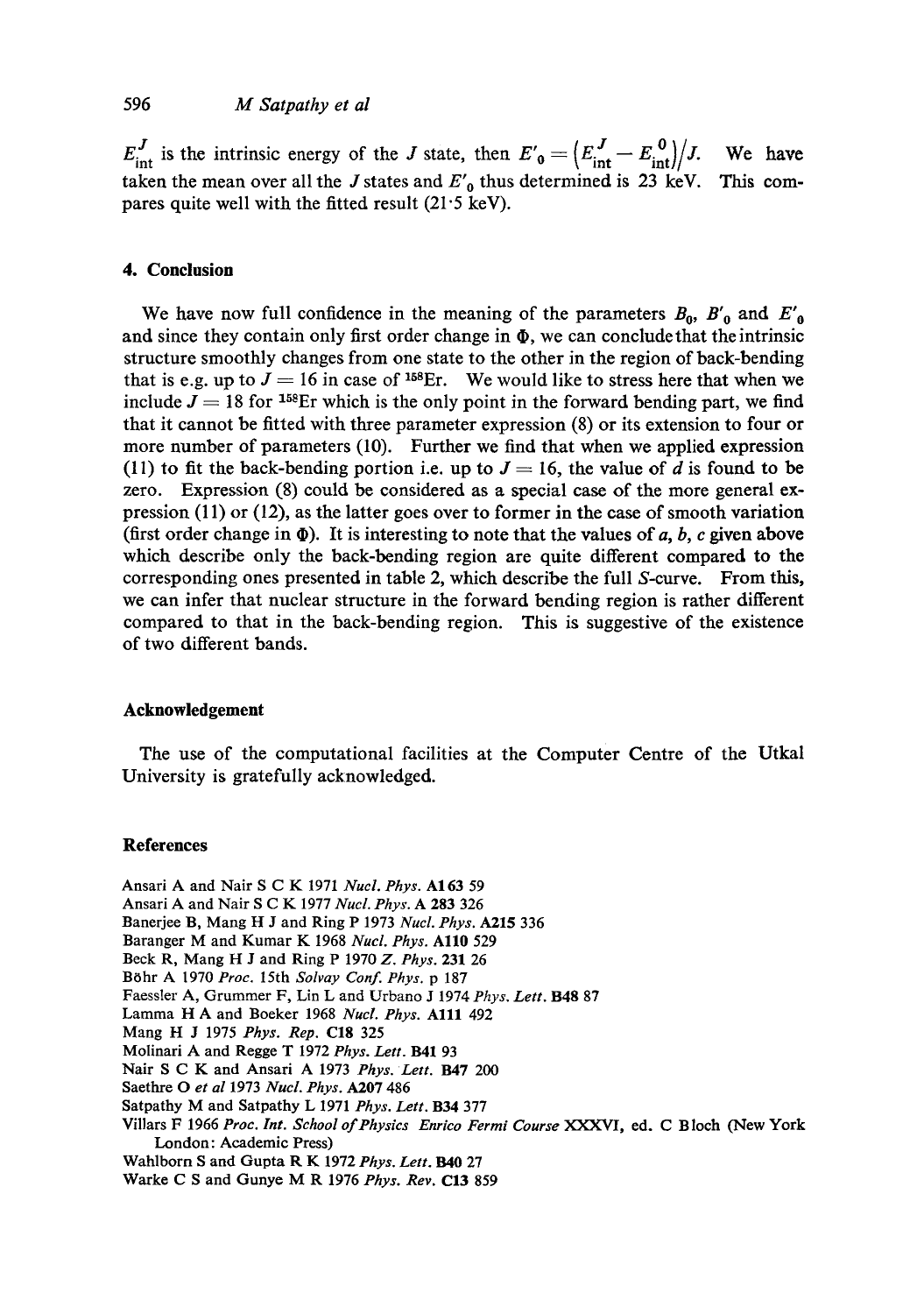$E_{int}^{J}$ is the intrinsic energy of the $J$ state, then $E'_0 = \left(E_{int}^{J} - E_{int}^{0}\right)/J$. We have taken the mean over all the $J$ states and $E'_0$ thus determined is 23 keV. This compares quite well with the fitted result (21·5 keV).

## 4. Conclusion

We have now full confidence in the meaning of the parameters $B_0$, $B'_0$ and $E'_0$ and since they contain only first order change in $\Phi$, we can conclude that the intrinsic structure smoothly changes from one state to the other in the region of back-bending that is e.g. up to $J = 16$ in case of $^{158}$Er. We would like to stress here that when we include $J = 18$ for $^{158}$Er which is the only point in the forward bending part, we find that it cannot be fitted with three parameter expression (8) or its extension to four or more number of parameters (10). Further we find that when we applied expression (11) to fit the back-bending portion i.e. up to $J = 16$, the value of $d$ is found to be zero. Expression (8) could be considered as a special case of the more general expression (11) or (12), as the latter goes over to former in the case of smooth variation (first order change in $\Phi$). It is interesting to note that the values of $a$, $b$, $c$ given above which describe only the back-bending region are quite different compared to the corresponding ones presented in table 2, which describe the full $S$-curve. From this, we can infer that nuclear structure in the forward bending region is rather different compared to that in the back-bending region. This is suggestive of the existence of two different bands.

### Acknowledgement

The use of the computational facilities at the Computer Centre of the Utkal University is gratefully acknowledged.

### References

Ansari A and Nair S C K 1971 *Nucl. Phys.* **A163** 59

Ansari A and Nair S C K 1977 *Nucl. Phys.* **A 283** 326

Banerjee B, Mang H J and Ring P 1973 *Nucl. Phys.* **A215** 336

Baranger M and Kumar K 1968 *Nucl. Phys.* **A110** 529

Beck R, Mang H J and Ring P 1970 *Z. Phys.* **231** 26

Bõhr A 1970 *Proc.* 15th *Solvay Conf. Phys.* p 187

Faessler A, Grummer F, Lin L and Urbano J 1974 *Phys. Lett.* **B48** 87

Lamma H A and Boeker 1968 *Nucl. Phys.* **A111** 492

Mang H J 1975 *Phys. Rep.* **C18** 325

Molinari A and Regge T 1972 *Phys. Lett.* **B41** 93

Nair S C K and Ansari A 1973 *Phys. Lett.* **B47** 200

Saethre O *et al* 1973 *Nucl. Phys.* **A207** 486

Satpathy M and Satpathy L 1971 *Phys. Lett.* **B34** 377

Villars F 1966 *Proc. Int. School of Physics Enrico Fermi Course* XXXVI, ed. C Bloch (New York London: Academic Press)

Wahlborn S and Gupta R K 1972 *Phys. Lett.* **B40** 27

Warke C S and Gunye M R 1976 *Phys. Rev.* **C13** 859